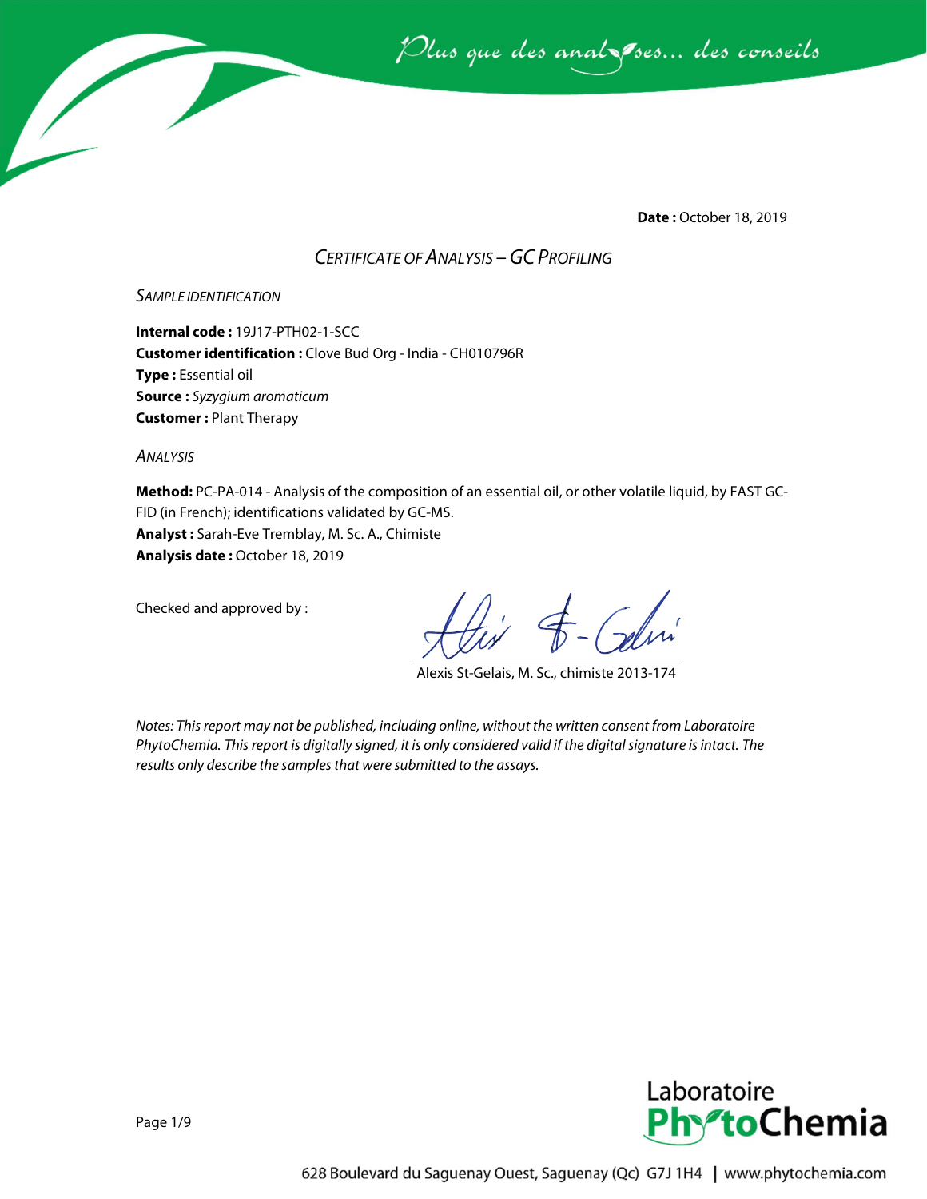*Plus que des analyses... des conseils*

**Date :** October 18, 2019

## *CERTIFICATE OF ANALYSIS – GC PROFILING*

### *SAMPLE IDENTIFICATION*

**Internal code :** 19J17-PTH02-1-SCC
**Customer identification :** Clove Bud Org - India - CH010796R
**Type :** Essential oil
**Source :** *Syzygium aromaticum*
**Customer :** Plant Therapy

### *ANALYSIS*

**Method:** PC-PA-014 - Analysis of the composition of an essential oil, or other volatile liquid, by FAST GC-FID (in French); identifications validated by GC-MS.
**Analyst :** Sarah-Eve Tremblay, M. Sc. A., Chimiste
**Analysis date :** October 18, 2019

Checked and approved by :

Alexis St-Gelais, M. Sc., chimiste 2013-174

*Notes: This report may not be published, including online, without the written consent from Laboratoire PhytoChemia. This report is digitally signed, it is only considered valid if the digital signature is intact. The results only describe the samples that were submitted to the assays.*

Laboratoire PhytoChemia

628 Boulevard du Saguenay Ouest, Saguenay (Qc) G7J 1H4 | www.phytochemia.com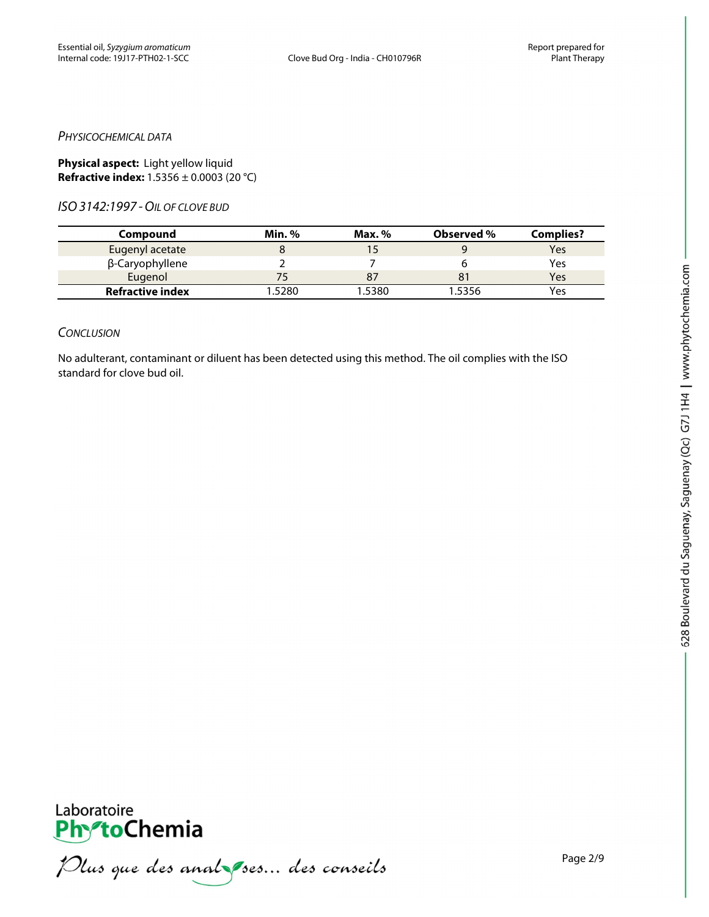*PHYSICOCHEMICAL DATA*

**Physical aspect:** Light yellow liquid
**Refractive index:** 1.5356 ± 0.0003 (20 °C)

*ISO 3142:1997 - OIL OF CLOVE BUD*

| Compound | Min. % | Max. % | Observed % | Complies? |
|---|---|---|---|---|
| Eugenyl acetate | 8 | 15 | 9 | Yes |
| β-Caryophyllene | 2 | 7 | 6 | Yes |
| Eugenol | 75 | 87 | 81 | Yes |
| **Refractive index** | 1.5280 | 1.5380 | 1.5356 | Yes |

*CONCLUSION*

No adulterant, contaminant or diluent has been detected using this method. The oil complies with the ISO standard for clove bud oil.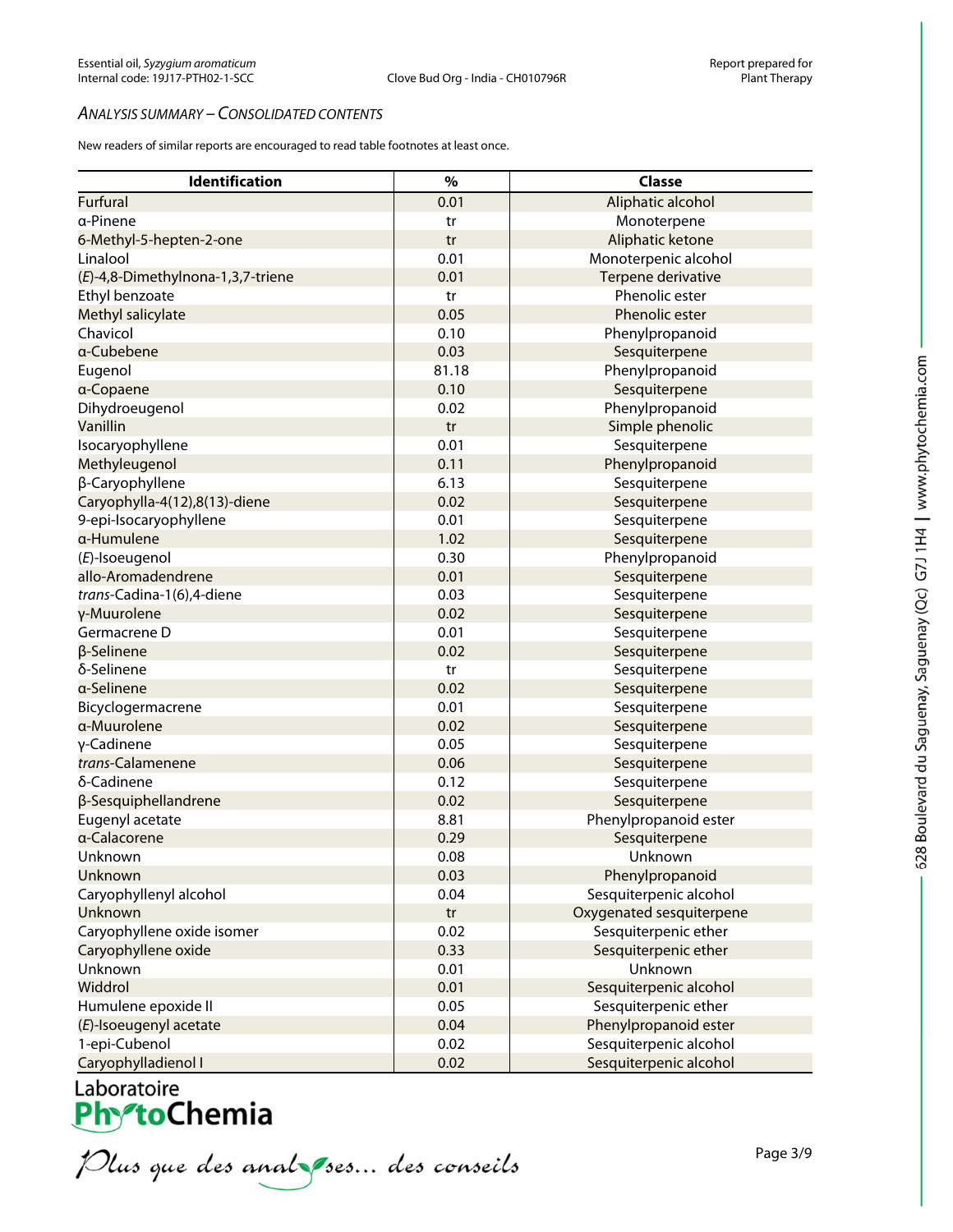## *Analysis Summary – Consolidated Contents*

New readers of similar reports are encouraged to read table footnotes at least once.

| Identification | % | Classe |
|---|---|---|
| Furfural | 0.01 | Aliphatic alcohol |
| α-Pinene | tr | Monoterpene |
| 6-Methyl-5-hepten-2-one | tr | Aliphatic ketone |
| Linalool | 0.01 | Monoterpenic alcohol |
| (*E*)-4,8-Dimethylnona-1,3,7-triene | 0.01 | Terpene derivative |
| Ethyl benzoate | tr | Phenolic ester |
| Methyl salicylate | 0.05 | Phenolic ester |
| Chavicol | 0.10 | Phenylpropanoid |
| α-Cubebene | 0.03 | Sesquiterpene |
| Eugenol | 81.18 | Phenylpropanoid |
| α-Copaene | 0.10 | Sesquiterpene |
| Dihydroeugenol | 0.02 | Phenylpropanoid |
| Vanillin | tr | Simple phenolic |
| Isocaryophyllene | 0.01 | Sesquiterpene |
| Methyleugenol | 0.11 | Phenylpropanoid |
| β-Caryophyllene | 6.13 | Sesquiterpene |
| Caryophylla-4(12),8(13)-diene | 0.02 | Sesquiterpene |
| 9-epi-Isocaryophyllene | 0.01 | Sesquiterpene |
| α-Humulene | 1.02 | Sesquiterpene |
| (*E*)-Isoeugenol | 0.30 | Phenylpropanoid |
| allo-Aromadendrene | 0.01 | Sesquiterpene |
| *trans*-Cadina-1(6),4-diene | 0.03 | Sesquiterpene |
| γ-Muurolene | 0.02 | Sesquiterpene |
| Germacrene D | 0.01 | Sesquiterpene |
| β-Selinene | 0.02 | Sesquiterpene |
| δ-Selinene | tr | Sesquiterpene |
| α-Selinene | 0.02 | Sesquiterpene |
| Bicyclogermacrene | 0.01 | Sesquiterpene |
| α-Muurolene | 0.02 | Sesquiterpene |
| γ-Cadinene | 0.05 | Sesquiterpene |
| *trans*-Calamenene | 0.06 | Sesquiterpene |
| δ-Cadinene | 0.12 | Sesquiterpene |
| β-Sesquiphellandrene | 0.02 | Sesquiterpene |
| Eugenyl acetate | 8.81 | Phenylpropanoid ester |
| α-Calacorene | 0.29 | Sesquiterpene |
| Unknown | 0.08 | Unknown |
| Unknown | 0.03 | Phenylpropanoid |
| Caryophyllenyl alcohol | 0.04 | Sesquiterpenic alcohol |
| Unknown | tr | Oxygenated sesquiterpene |
| Caryophyllene oxide isomer | 0.02 | Sesquiterpenic ether |
| Caryophyllene oxide | 0.33 | Sesquiterpenic ether |
| Unknown | 0.01 | Unknown |
| Widdrol | 0.01 | Sesquiterpenic alcohol |
| Humulene epoxide II | 0.05 | Sesquiterpenic ether |
| (*E*)-Isoeugenyl acetate | 0.04 | Phenylpropanoid ester |
| 1-epi-Cubenol | 0.02 | Sesquiterpenic alcohol |
| Caryophylladienol I | 0.02 | Sesquiterpenic alcohol |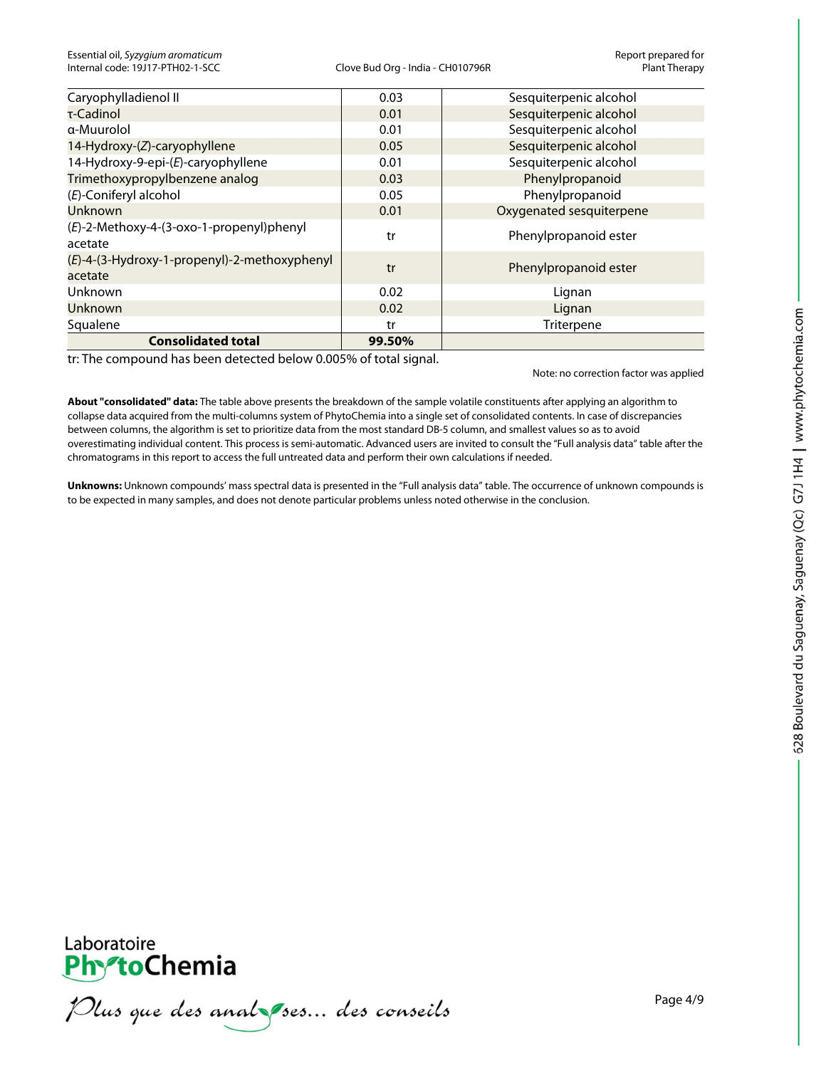| | | |
|---|---|---|
| Caryophylladienol II | 0.03 | Sesquiterpenic alcohol |
| τ-Cadinol | 0.01 | Sesquiterpenic alcohol |
| α-Muurolol | 0.01 | Sesquiterpenic alcohol |
| 14-Hydroxy-(*Z*)-caryophyllene | 0.05 | Sesquiterpenic alcohol |
| 14-Hydroxy-9-epi-(*E*)-caryophyllene | 0.01 | Sesquiterpenic alcohol |
| Trimethoxypropylbenzene analog | 0.03 | Phenylpropanoid |
| (*E*)-Coniferyl alcohol | 0.05 | Phenylpropanoid |
| Unknown | 0.01 | Oxygenated sesquiterpene |
| (*E*)-2-Methoxy-4-(3-oxo-1-propenyl)phenyl acetate | tr | Phenylpropanoid ester |
| (*E*)-4-(3-Hydroxy-1-propenyl)-2-methoxyphenyl acetate | tr | Phenylpropanoid ester |
| Unknown | 0.02 | Lignan |
| Unknown | 0.02 | Lignan |
| Squalene | tr | Triterpene |
| **Consolidated total** | **99.50%** | |

tr: The compound has been detected below 0.005% of total signal.

Note: no correction factor was applied

**About "consolidated" data:** The table above presents the breakdown of the sample volatile constituents after applying an algorithm to collapse data acquired from the multi-columns system of PhytoChemia into a single set of consolidated contents. In case of discrepancies between columns, the algorithm is set to prioritize data from the most standard DB-5 column, and smallest values so as to avoid overestimating individual content. This process is semi-automatic. Advanced users are invited to consult the "Full analysis data" table after the chromatograms in this report to access the full untreated data and perform their own calculations if needed.

**Unknowns:** Unknown compounds' mass spectral data is presented in the "Full analysis data" table. The occurrence of unknown compounds is to be expected in many samples, and does not denote particular problems unless noted otherwise in the conclusion.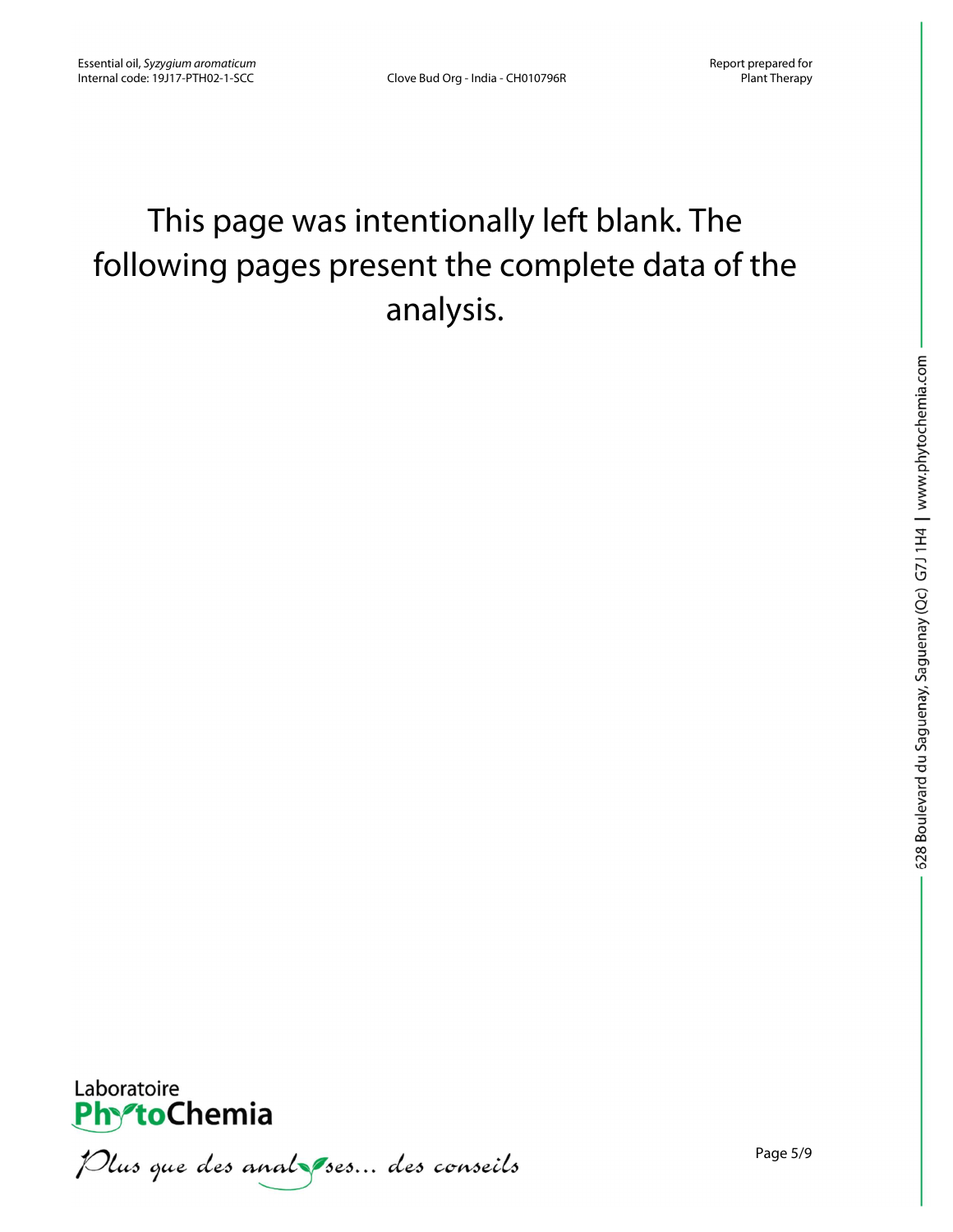This page was intentionally left blank. The following pages present the complete data of the analysis.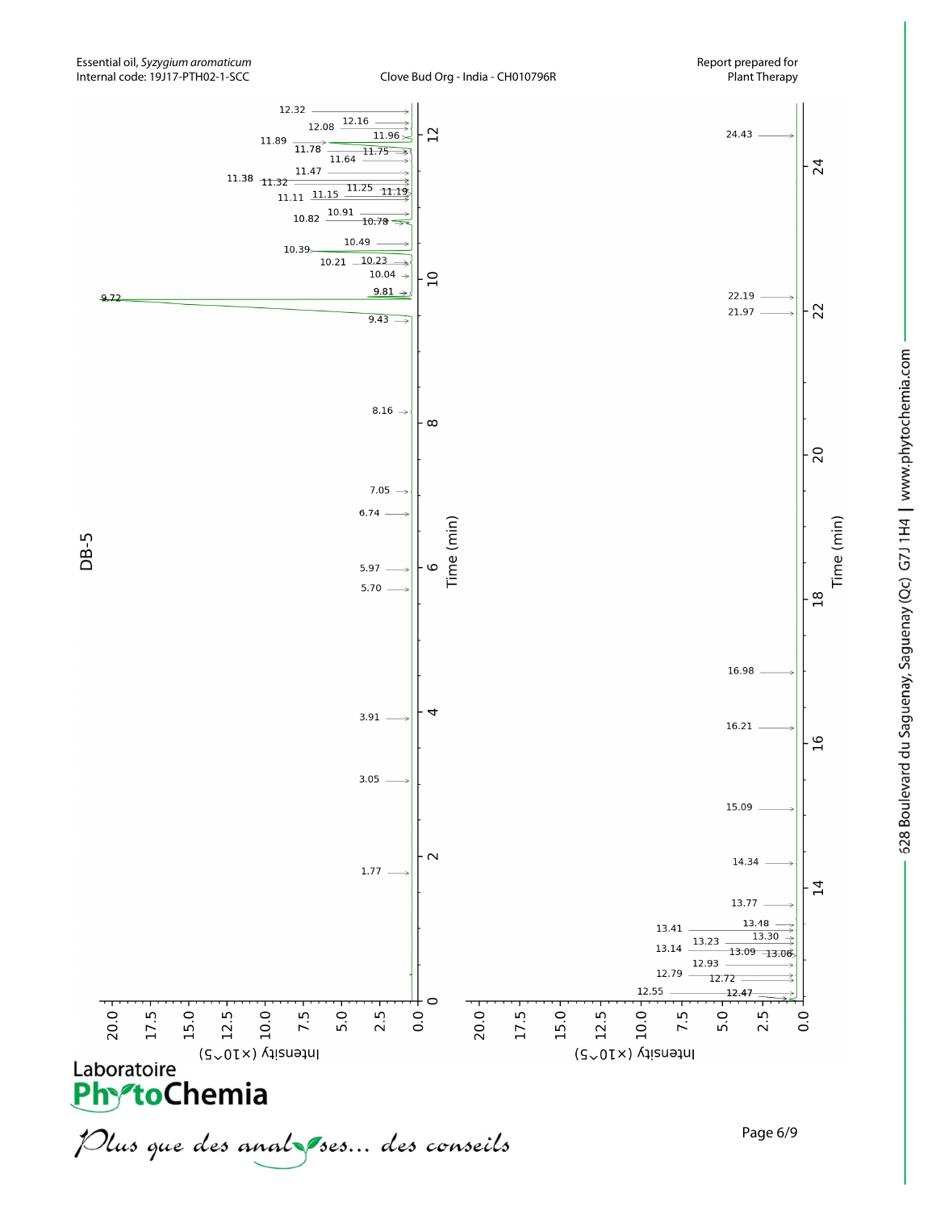Essential oil, *Syzygium aromaticum*
Internal code: 19J17-PTH02-1-SCC

Clove Bud Org - India - CH010796R

Report prepared for
Plant Therapy

DB-5

Peak labels (min): 1.77, 3.05, 3.91, 5.70, 5.97, 6.74, 7.05, 8.16, 9.43, 9.72, 9.81, 10.04, 10.21, 10.23, 10.39, 10.49, 10.78, 10.82, 10.91, 11.11, 11.15, 11.19, 11.25, 11.32, 11.38, 11.47, 11.64, 11.75, 11.78, 11.89, 11.96, 12.08, 12.16, 12.32

Peak labels (min): 12.47, 12.55, 12.72, 12.79, 12.93, 13.06, 13.09, 13.14, 13.23, 13.30, 13.41, 13.48, 13.77, 14.34, 15.09, 16.21, 16.98, 21.97, 22.19, 24.43

Time (min)

Intensity (×10^5)

528 Boulevard du Saguenay, Saguenay (Qc) G7J 1H4 | www.phytochemia.com

Laboratoire PhytoChemia

*Plus que des analyses... des conseils*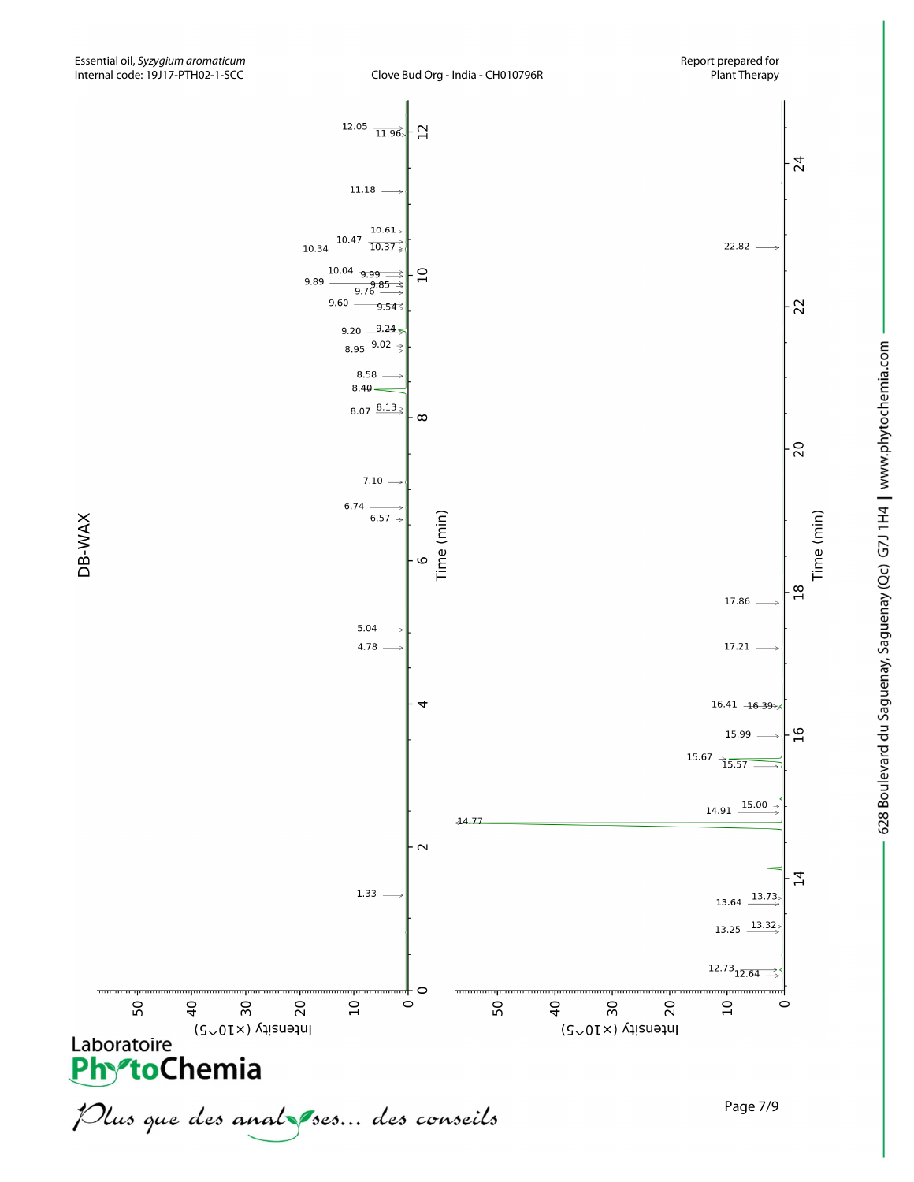DB-WAX

Intensity (×10^5) vs. Time (min)

Peaks (0–12.5 min): 1.33, 4.78, 5.04, 6.57, 6.74, 7.10, 8.07, 8.13, 8.40, 8.58, 8.95, 9.02, 9.20, 9.24, 9.54, 9.60, 9.76, 9.85, 9.89, 9.99, 10.04, 10.34, 10.37, 10.47, 10.61, 11.18, 11.96, 12.05

Peaks (12.5–25 min): 12.64, 12.73, 13.25, 13.32, 13.64, 13.73, 14.77, 14.91, 15.00, 15.57, 15.67, 15.99, 16.39, 16.41, 17.21, 17.86, 22.82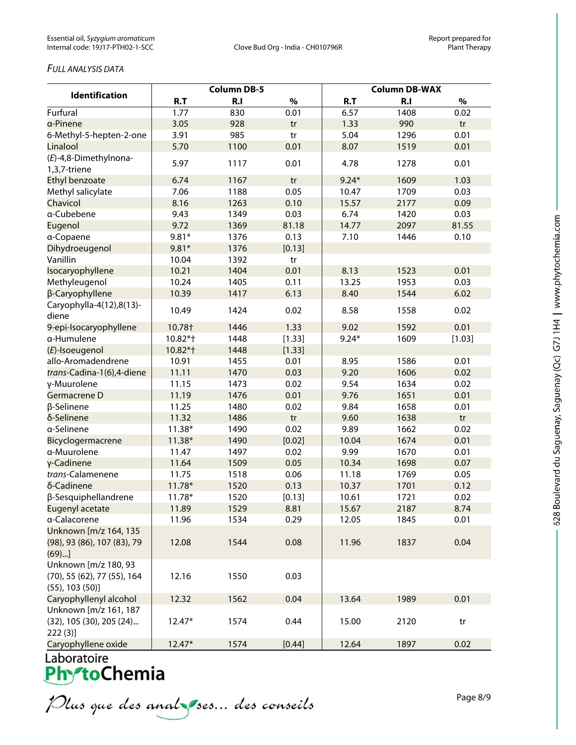*FULL ANALYSIS DATA*

| Identification | Column DB-5 | | | Column DB-WAX | | |
|---|---|---|---|---|---|---|
| | R.T | R.I | % | R.T | R.I | % |
| Furfural | 1.77 | 830 | 0.01 | 6.57 | 1408 | 0.02 |
| α-Pinene | 3.05 | 928 | tr | 1.33 | 990 | tr |
| 6-Methyl-5-hepten-2-one | 3.91 | 985 | tr | 5.04 | 1296 | 0.01 |
| Linalool | 5.70 | 1100 | 0.01 | 8.07 | 1519 | 0.01 |
| (*E*)-4,8-Dimethylnona-1,3,7-triene | 5.97 | 1117 | 0.01 | 4.78 | 1278 | 0.01 |
| Ethyl benzoate | 6.74 | 1167 | tr | 9.24* | 1609 | 1.03 |
| Methyl salicylate | 7.06 | 1188 | 0.05 | 10.47 | 1709 | 0.03 |
| Chavicol | 8.16 | 1263 | 0.10 | 15.57 | 2177 | 0.09 |
| α-Cubebene | 9.43 | 1349 | 0.03 | 6.74 | 1420 | 0.03 |
| Eugenol | 9.72 | 1369 | 81.18 | 14.77 | 2097 | 81.55 |
| α-Copaene | 9.81* | 1376 | 0.13 | 7.10 | 1446 | 0.10 |
| Dihydroeugenol | 9.81* | 1376 | [0.13] | | | |
| Vanillin | 10.04 | 1392 | tr | | | |
| Isocaryophyllene | 10.21 | 1404 | 0.01 | 8.13 | 1523 | 0.01 |
| Methyleugenol | 10.24 | 1405 | 0.11 | 13.25 | 1953 | 0.03 |
| β-Caryophyllene | 10.39 | 1417 | 6.13 | 8.40 | 1544 | 6.02 |
| Caryophylla-4(12),8(13)-diene | 10.49 | 1424 | 0.02 | 8.58 | 1558 | 0.02 |
| 9-epi-Isocaryophyllene | 10.78† | 1446 | 1.33 | 9.02 | 1592 | 0.01 |
| α-Humulene | 10.82*† | 1448 | [1.33] | 9.24* | 1609 | [1.03] |
| (*E*)-Isoeugenol | 10.82*† | 1448 | [1.33] | | | |
| allo-Aromadendrene | 10.91 | 1455 | 0.01 | 8.95 | 1586 | 0.01 |
| *trans*-Cadina-1(6),4-diene | 11.11 | 1470 | 0.03 | 9.20 | 1606 | 0.02 |
| γ-Muurolene | 11.15 | 1473 | 0.02 | 9.54 | 1634 | 0.02 |
| Germacrene D | 11.19 | 1476 | 0.01 | 9.76 | 1651 | 0.01 |
| β-Selinene | 11.25 | 1480 | 0.02 | 9.84 | 1658 | 0.01 |
| δ-Selinene | 11.32 | 1486 | tr | 9.60 | 1638 | tr |
| α-Selinene | 11.38* | 1490 | 0.02 | 9.89 | 1662 | 0.02 |
| Bicyclogermacrene | 11.38* | 1490 | [0.02] | 10.04 | 1674 | 0.01 |
| α-Muurolene | 11.47 | 1497 | 0.02 | 9.99 | 1670 | 0.01 |
| γ-Cadinene | 11.64 | 1509 | 0.05 | 10.34 | 1698 | 0.07 |
| *trans*-Calamenene | 11.75 | 1518 | 0.06 | 11.18 | 1769 | 0.05 |
| δ-Cadinene | 11.78* | 1520 | 0.13 | 10.37 | 1701 | 0.12 |
| β-Sesquiphellandrene | 11.78* | 1520 | [0.13] | 10.61 | 1721 | 0.02 |
| Eugenyl acetate | 11.89 | 1529 | 8.81 | 15.67 | 2187 | 8.74 |
| α-Calacorene | 11.96 | 1534 | 0.29 | 12.05 | 1845 | 0.01 |
| Unknown [m/z 164, 135 (98), 93 (86), 107 (83), 79 (69)...] | 12.08 | 1544 | 0.08 | 11.96 | 1837 | 0.04 |
| Unknown [m/z 180, 93 (70), 55 (62), 77 (55), 164 (55), 103 (50)] | 12.16 | 1550 | 0.03 | | | |
| Caryophyllenyl alcohol | 12.32 | 1562 | 0.04 | 13.64 | 1989 | 0.01 |
| Unknown [m/z 161, 187 (32), 105 (30), 205 (24)... 222 (3)] | 12.47* | 1574 | 0.44 | 15.00 | 2120 | tr |
| Caryophyllene oxide | 12.47* | 1574 | [0.44] | 12.64 | 1897 | 0.02 |

Laboratoire PhytoChemia

*Plus que des analyses... des conseils*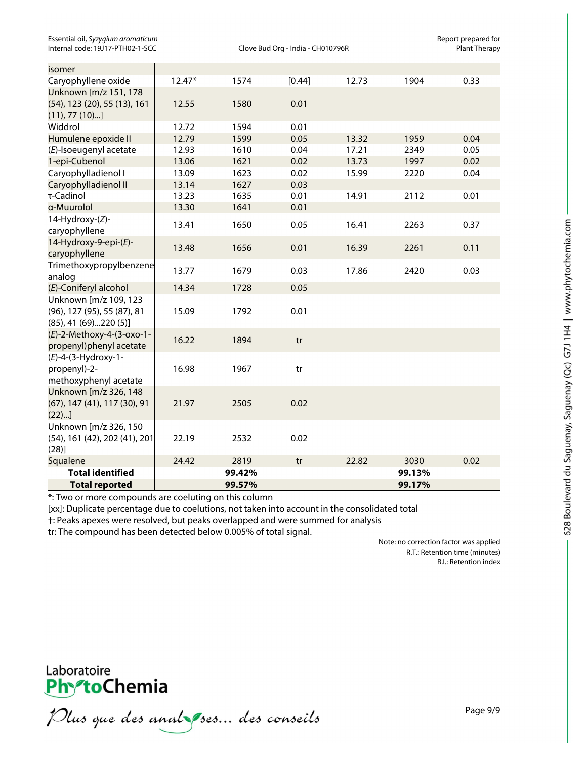| | | | | | | |
|---|---|---|---|---|---|---|
| isomer | | | | | | |
| Caryophyllene oxide | 12.47* | 1574 | [0.44] | 12.73 | 1904 | 0.33 |
| Unknown [m/z 151, 178 (54), 123 (20), 55 (13), 161 (11), 77 (10)...] | 12.55 | 1580 | 0.01 | | | |
| Widdrol | 12.72 | 1594 | 0.01 | | | |
| Humulene epoxide II | 12.79 | 1599 | 0.05 | 13.32 | 1959 | 0.04 |
| (*E*)-Isoeugenyl acetate | 12.93 | 1610 | 0.04 | 17.21 | 2349 | 0.05 |
| 1-epi-Cubenol | 13.06 | 1621 | 0.02 | 13.73 | 1997 | 0.02 |
| Caryophylladienol I | 13.09 | 1623 | 0.02 | 15.99 | 2220 | 0.04 |
| Caryophylladienol II | 13.14 | 1627 | 0.03 | | | |
| τ-Cadinol | 13.23 | 1635 | 0.01 | 14.91 | 2112 | 0.01 |
| α-Muurolol | 13.30 | 1641 | 0.01 | | | |
| 14-Hydroxy-(*Z*)-caryophyllene | 13.41 | 1650 | 0.05 | 16.41 | 2263 | 0.37 |
| 14-Hydroxy-9-epi-(*E*)-caryophyllene | 13.48 | 1656 | 0.01 | 16.39 | 2261 | 0.11 |
| Trimethoxypropylbenzene analog | 13.77 | 1679 | 0.03 | 17.86 | 2420 | 0.03 |
| (*E*)-Coniferyl alcohol | 14.34 | 1728 | 0.05 | | | |
| Unknown [m/z 109, 123 (96), 127 (95), 55 (87), 81 (85), 41 (69)...220 (5)] | 15.09 | 1792 | 0.01 | | | |
| (*E*)-2-Methoxy-4-(3-oxo-1-propenyl)phenyl acetate | 16.22 | 1894 | tr | | | |
| (*E*)-4-(3-Hydroxy-1-propenyl)-2-methoxyphenyl acetate | 16.98 | 1967 | tr | | | |
| Unknown [m/z 326, 148 (67), 147 (41), 117 (30), 91 (22)...] | 21.97 | 2505 | 0.02 | | | |
| Unknown [m/z 326, 150 (54), 161 (42), 202 (41), 201 (28)] | 22.19 | 2532 | 0.02 | | | |
| Squalene | 24.42 | 2819 | tr | 22.82 | 3030 | 0.02 |
| **Total identified** | | **99.42%** | | | **99.13%** | |
| **Total reported** | | **99.57%** | | | **99.17%** | |

*: Two or more compounds are coeluting on this column

[xx]: Duplicate percentage due to coelutions, not taken into account in the consolidated total

†: Peaks apexes were resolved, but peaks overlapped and were summed for analysis

tr: The compound has been detected below 0.005% of total signal.

Note: no correction factor was applied

R.T.: Retention time (minutes)

R.I.: Retention index

Laboratoire PhytoChemia

*Plus que des analyses... des conseils*